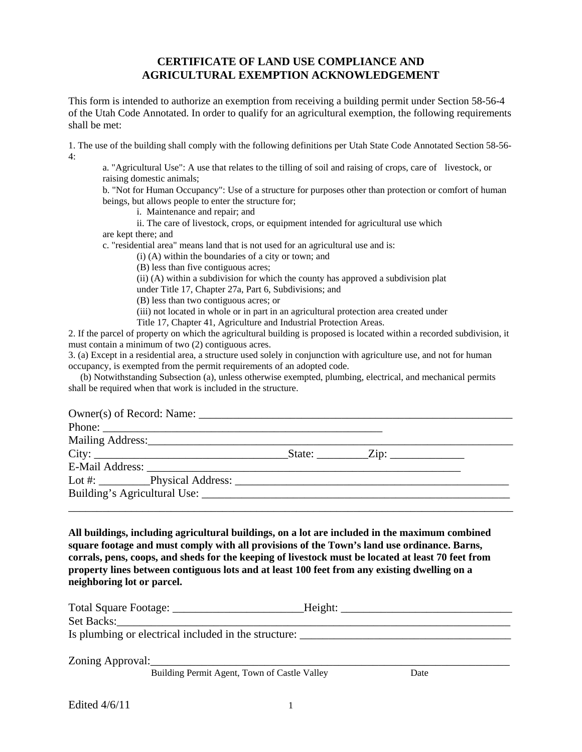# CERTIFICATE OF LAND USE COMPLIANCE AND AGRICULTURAL EXEMPTION ACKNOWLEDGEMENT

This form is intended to authorize an exemption from receiving a building permit under Section 58-56-4 of the Utah Code Annotated. In order to qualify for an agricultural exemption, the following requirements shall be met:

1. The use of the building shall comply with the following definitions per Utah State Code Annotated Section 58-56-4:
   - a. "Agricultural Use": A use that relates to the tilling of soil and raising of crops, care of livestock, or raising domestic animals;
   - b. "Not for Human Occupancy": Use of a structure for purposes other than protection or comfort of human beings, but allows people to enter the structure for;
     - i. Maintenance and repair; and
     - ii. The care of livestock, crops, or equipment intended for agricultural use which are kept there; and
   - c. "residential area" means land that is not used for an agricultural use and is:
     - (i) (A) within the boundaries of a city or town; and
     - (B) less than five contiguous acres;
     - (ii) (A) within a subdivision for which the county has approved a subdivision plat under Title 17, Chapter 27a, Part 6, Subdivisions; and
     - (B) less than two contiguous acres; or
     - (iii) not located in whole or in part in an agricultural protection area created under Title 17, Chapter 41, Agriculture and Industrial Protection Areas.
2. If the parcel of property on which the agricultural building is proposed is located within a recorded subdivision, it must contain a minimum of two (2) contiguous acres.
3. (a) Except in a residential area, a structure used solely in conjunction with agriculture use, and not for human occupancy, is exempted from the permit requirements of an adopted code.

   (b) Notwithstanding Subsection (a), unless otherwise exempted, plumbing, electrical, and mechanical permits shall be required when that work is included in the structure.

Owner(s) of Record: Name: ____________________________________________

Phone: ____________________________________________

Mailing Address:____________________________________________

City: ______________________________State: _________Zip: _____________

E-Mail Address: ____________________________________________

Lot #: _________Physical Address: ____________________________________________

Building's Agricultural Use: ____________________________________________

____________________________________________

**All buildings, including agricultural buildings, on a lot are included in the maximum combined square footage and must comply with all provisions of the Town's land use ordinance. Barns, corrals, pens, coops, and sheds for the keeping of livestock must be located at least 70 feet from property lines between contiguous lots and at least 100 feet from any existing dwelling on a neighboring lot or parcel.**

Total Square Footage: _______________________Height: ______________________________

Set Backs:____________________________________________

Is plumbing or electrical included in the structure: ______________________________

Zoning Approval:____________________________________________

Building Permit Agent, Town of Castle Valley          Date

Edited 4/6/11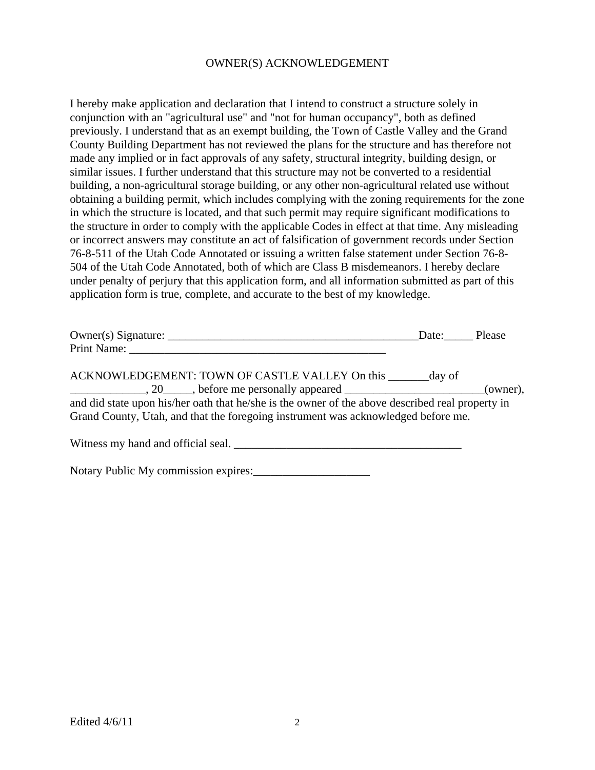OWNER(S) ACKNOWLEDGEMENT

I hereby make application and declaration that I intend to construct a structure solely in conjunction with an "agricultural use" and "not for human occupancy", both as defined previously. I understand that as an exempt building, the Town of Castle Valley and the Grand County Building Department has not reviewed the plans for the structure and has therefore not made any implied or in fact approvals of any safety, structural integrity, building design, or similar issues. I further understand that this structure may not be converted to a residential building, a non-agricultural storage building, or any other non-agricultural related use without obtaining a building permit, which includes complying with the zoning requirements for the zone in which the structure is located, and that such permit may require significant modifications to the structure in order to comply with the applicable Codes in effect at that time. Any misleading or incorrect answers may constitute an act of falsification of government records under Section 76-8-511 of the Utah Code Annotated or issuing a written false statement under Section 76-8-504 of the Utah Code Annotated, both of which are Class B misdemeanors. I hereby declare under penalty of perjury that this application form, and all information submitted as part of this application form is true, complete, and accurate to the best of my knowledge.

Owner(s) Signature: _____________________________________________Date:_____ Please Print Name: ______________________________________________

ACKNOWLEDGEMENT: TOWN OF CASTLE VALLEY On this _______day of _____________, 20_____, before me personally appeared ________________________(owner), and did state upon his/her oath that he/she is the owner of the above described real property in Grand County, Utah, and that the foregoing instrument was acknowledged before me.

Witness my hand and official seal. ________________________________________

Notary Public My commission expires:____________________

Edited 4/6/11